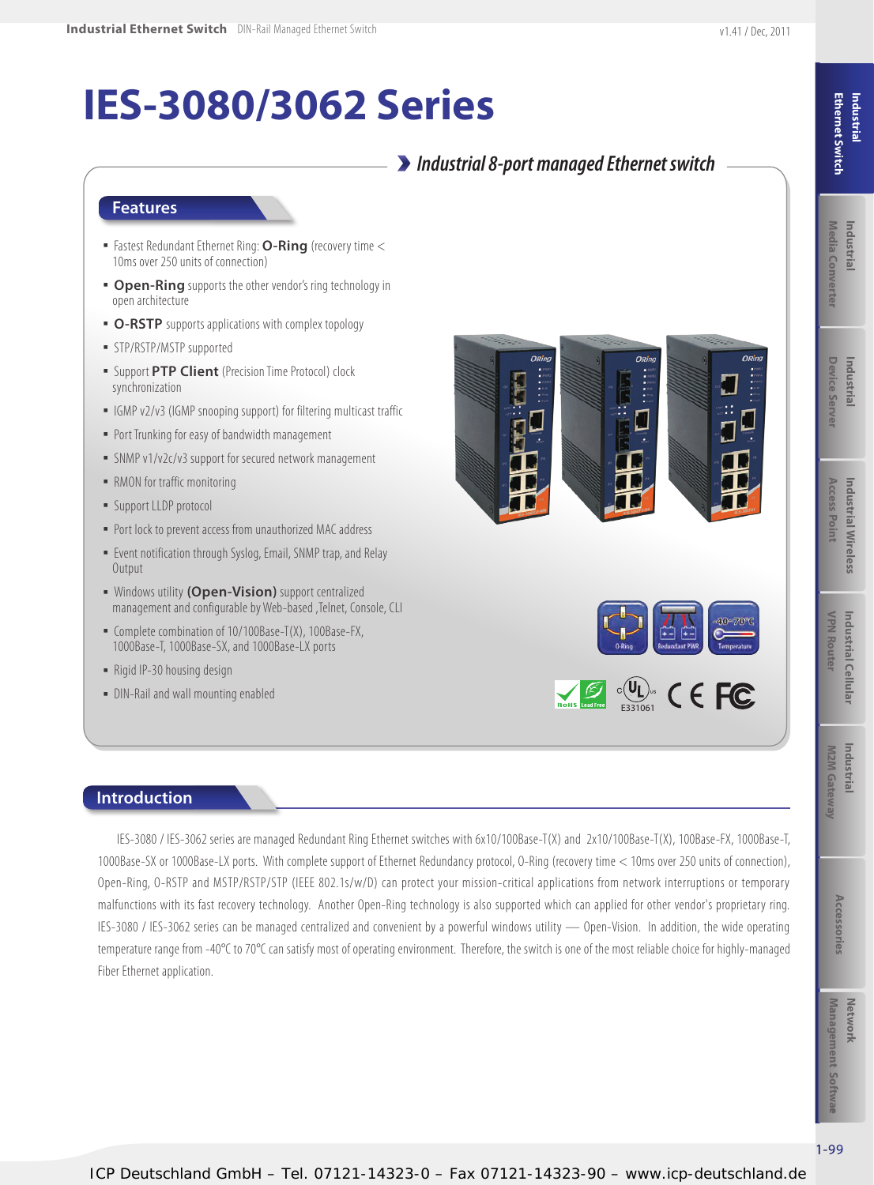# IES-3080/3062 Series

## Industrial 8-port managed Ethernet switch

### Features

- Fastest Redundant Ethernet Ring: **O-Ring** (recovery time < 10ms over 250 units of connection)
- **Open-Ring** supports the other vendor's ring technology in open architecture
- **O-RSTP** supports applications with complex topology
- STP/RSTP/MSTP supported
- Support **PTP Client** (Precision Time Protocol) clock synchronization
- IGMP v2/v3 (IGMP snooping support) for filtering multicast traffic
- Port Trunking for easy of bandwidth management
- SNMP v1/v2c/v3 support for secured network management
- RMON for traffic monitoring
- Support LLDP protocol
- Port lock to prevent access from unauthorized MAC address
- Event notification through Syslog, Email, SNMP trap, and Relay Output
- Windows utility **(Open-Vision)** support centralized management and configurable by Web-based ,Telnet, Console, CLI
- Complete combination of 10/100Base-T(X), 100Base-FX, 1000Base-T, 1000Base-SX, and 1000Base-LX ports
- Rigid IP-30 housing design
- DIN-Rail and wall mounting enabled

O-Ring | Redundant PWR | -40~70°C Temperature

RoHS | Lead Free | cULus E331061 | CE | FC

### Introduction

IES-3080 / IES-3062 series are managed Redundant Ring Ethernet switches with 6x10/100Base-T(X) and 2x10/100Base-T(X), 100Base-FX, 1000Base-T, 1000Base-SX or 1000Base-LX ports. With complete support of Ethernet Redundancy protocol, O-Ring (recovery time < 10ms over 250 units of connection), Open-Ring, O-RSTP and MSTP/RSTP/STP (IEEE 802.1s/w/D) can protect your mission-critical applications from network interruptions or temporary malfunctions with its fast recovery technology. Another Open-Ring technology is also supported which can applied for other vendor's proprietary ring. IES-3080 / IES-3062 series can be managed centralized and convenient by a powerful windows utility — Open-Vision. In addition, the wide operating temperature range from -40°C to 70°C can satisfy most of operating environment. Therefore, the switch is one of the most reliable choice for highly-managed Fiber Ethernet application.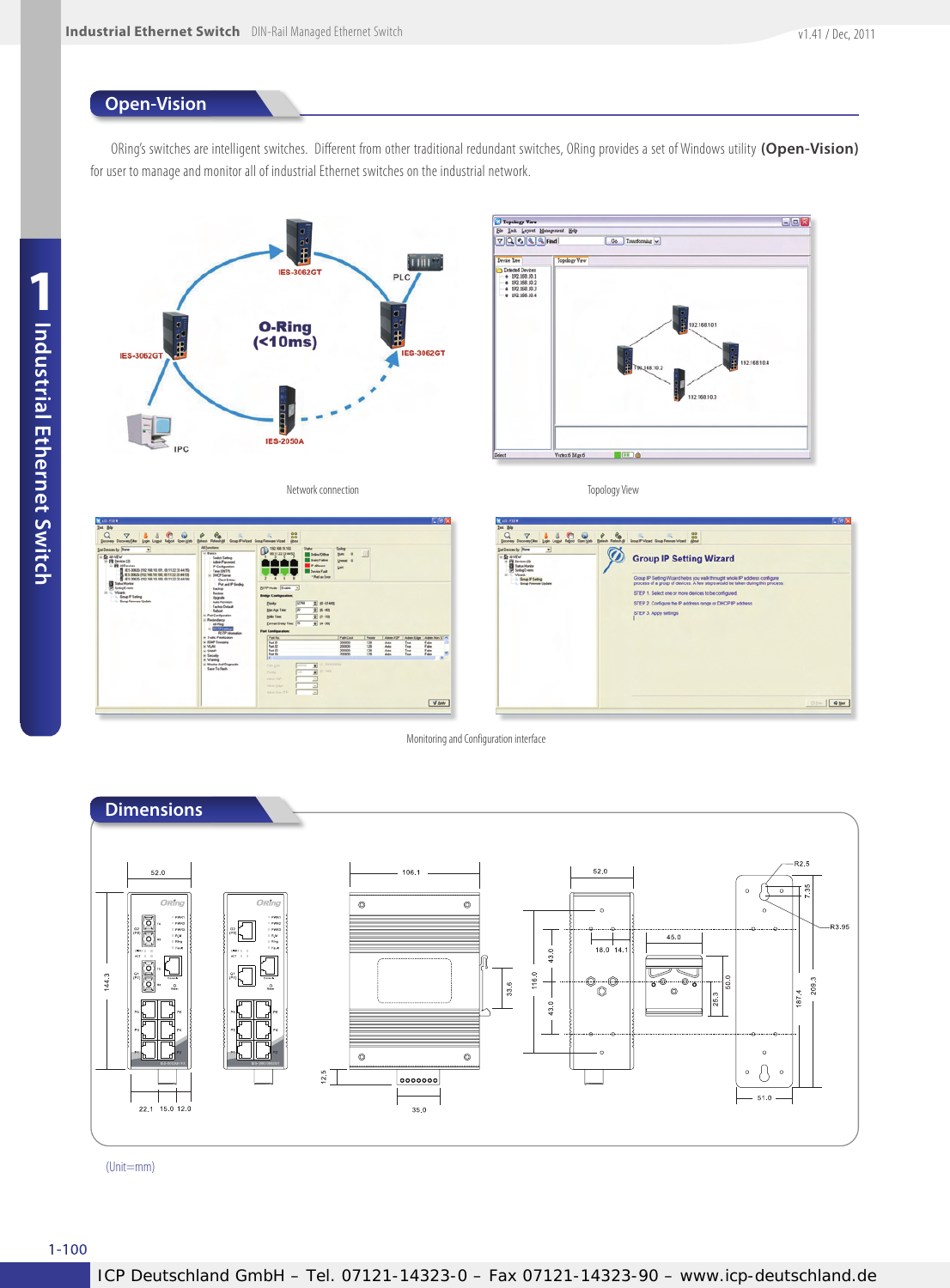## Open-Vision

ORing's switches are intelligent switches. Different from other traditional redundant switches, ORing provides a set of Windows utility **(Open-Vision)** for user to manage and monitor all of industrial Ethernet switches on the industrial network.

Network connection

Topology View

Monitoring and Configuration interface

## Dimensions

(Unit=mm)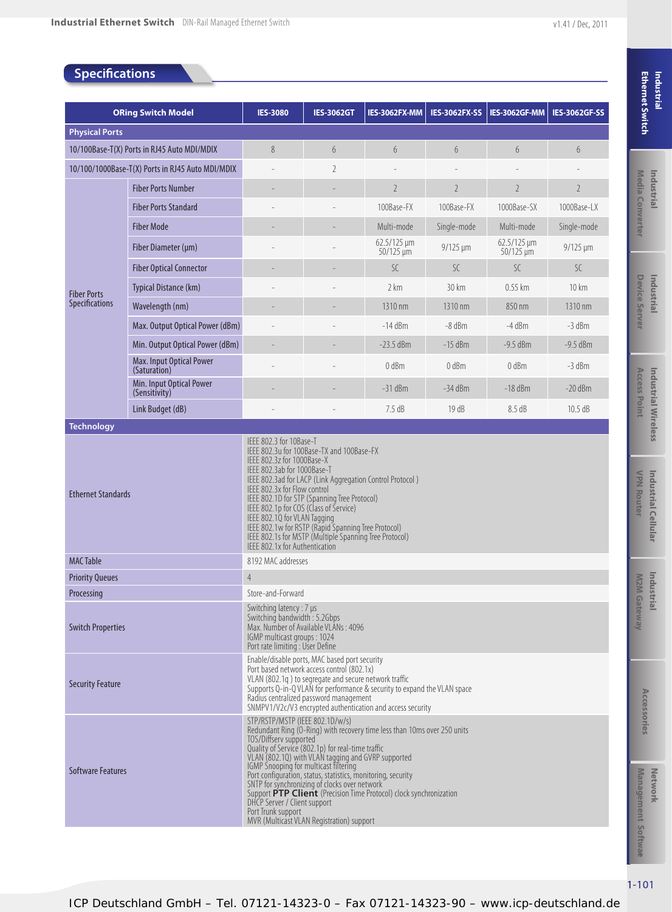## Specifications

| ORing Switch Model | | IES-3080 | IES-3062GT | IES-3062FX-MM | IES-3062FX-SS | IES-3062GF-MM | IES-3062GF-SS |
|---|---|---|---|---|---|---|---|
| **Physical Ports** | | | | | | | |
| 10/100Base-T(X) Ports in RJ45 Auto MDI/MDIX | | 8 | 6 | 6 | 6 | 6 | 6 |
| 10/100/1000Base-T(X) Ports in RJ45 Auto MDI/MDIX | | - | 2 | - | - | - | - |
| Fiber Ports Specifications | Fiber Ports Number | - | - | 2 | 2 | 2 | 2 |
| | Fiber Ports Standard | - | - | 100Base-FX | 100Base-FX | 1000Base-SX | 1000Base-LX |
| | Fiber Mode | - | - | Multi-mode | Single-mode | Multi-mode | Single-mode |
| | Fiber Diameter (µm) | - | - | 62.5/125 µm 50/125 µm | 9/125 µm | 62.5/125 µm 50/125 µm | 9/125 µm |
| | Fiber Optical Connector | - | - | SC | SC | SC | SC |
| | Typical Distance (km) | - | - | 2 km | 30 km | 0.55 km | 10 km |
| | Wavelength (nm) | - | - | 1310 nm | 1310 nm | 850 nm | 1310 nm |
| | Max. Output Optical Power (dBm) | - | - | -14 dBm | -8 dBm | -4 dBm | -3 dBm |
| | Min. Output Optical Power (dBm) | - | - | -23.5 dBm | -15 dBm | -9.5 dBm | -9.5 dBm |
| | Max. Input Optical Power (Saturation) | - | - | 0 dBm | 0 dBm | 0 dBm | -3 dBm |
| | Min. Input Optical Power (Sensitivity) | - | - | -31 dBm | -34 dBm | -18 dBm | -20 dBm |
| | Link Budget (dB) | - | - | 7.5 dB | 19 dB | 8.5 dB | 10.5 dB |
| **Technology** | | | | | | | |
| Ethernet Standards | | IEEE 802.3 for 10Base-T<br>IEEE 802.3u for 100Base-TX and 100Base-FX<br>IEEE 802.3z for 1000Base-X<br>IEEE 802.3ab for 1000Base-T<br>IEEE 802.3ad for LACP (Link Aggregation Control Protocol )<br>IEEE 802.3x for Flow control<br>IEEE 802.1D for STP (Spanning Tree Protocol)<br>IEEE 802.1p for COS (Class of Service)<br>IEEE 802.1Q for VLAN Tagging<br>IEEE 802.1w for RSTP (Rapid Spanning Tree Protocol)<br>IEEE 802.1s for MSTP (Multiple Spanning Tree Protocol)<br>IEEE 802.1x for Authentication | | | | | |
| MAC Table | | 8192 MAC addresses | | | | | |
| Priority Queues | | 4 | | | | | |
| Processing | | Store-and-Forward | | | | | |
| Switch Properties | | Switching latency : 7 µs<br>Switching bandwidth : 5.2Gbps<br>Max. Number of Available VLANs : 4096<br>IGMP multicast groups : 1024<br>Port rate limiting : User Define | | | | | |
| Security Feature | | Enable/disable ports, MAC based port security<br>Port based network access control (802.1x)<br>VLAN (802.1q ) to segregate and secure network traffic<br>Supports Q-in-Q VLAN for performance & security to expand the VLAN space<br>Radius centralized password management<br>SNMPV1/V2c/V3 encrypted authentication and access security | | | | | |
| Software Features | | STP/RSTP/MSTP (IEEE 802.1D/w/s)<br>Redundant Ring (O-Ring) with recovery time less than 10ms over 250 units<br>TOS/Diffserv supported<br>Quality of Service (802.1p) for real-time traffic<br>VLAN (802.1Q) with VLAN tagging and GVRP supported<br>IGMP Snooping for multicast filtering<br>Port configuration, status, statistics, monitoring, security<br>SNTP for synchronizing of clocks over network<br>Support **PTP Client** (Precision Time Protocol) clock synchronization<br>DHCP Server / Client support<br>Port Trunk support<br>MVR (Multicast VLAN Registration) support | | | | | |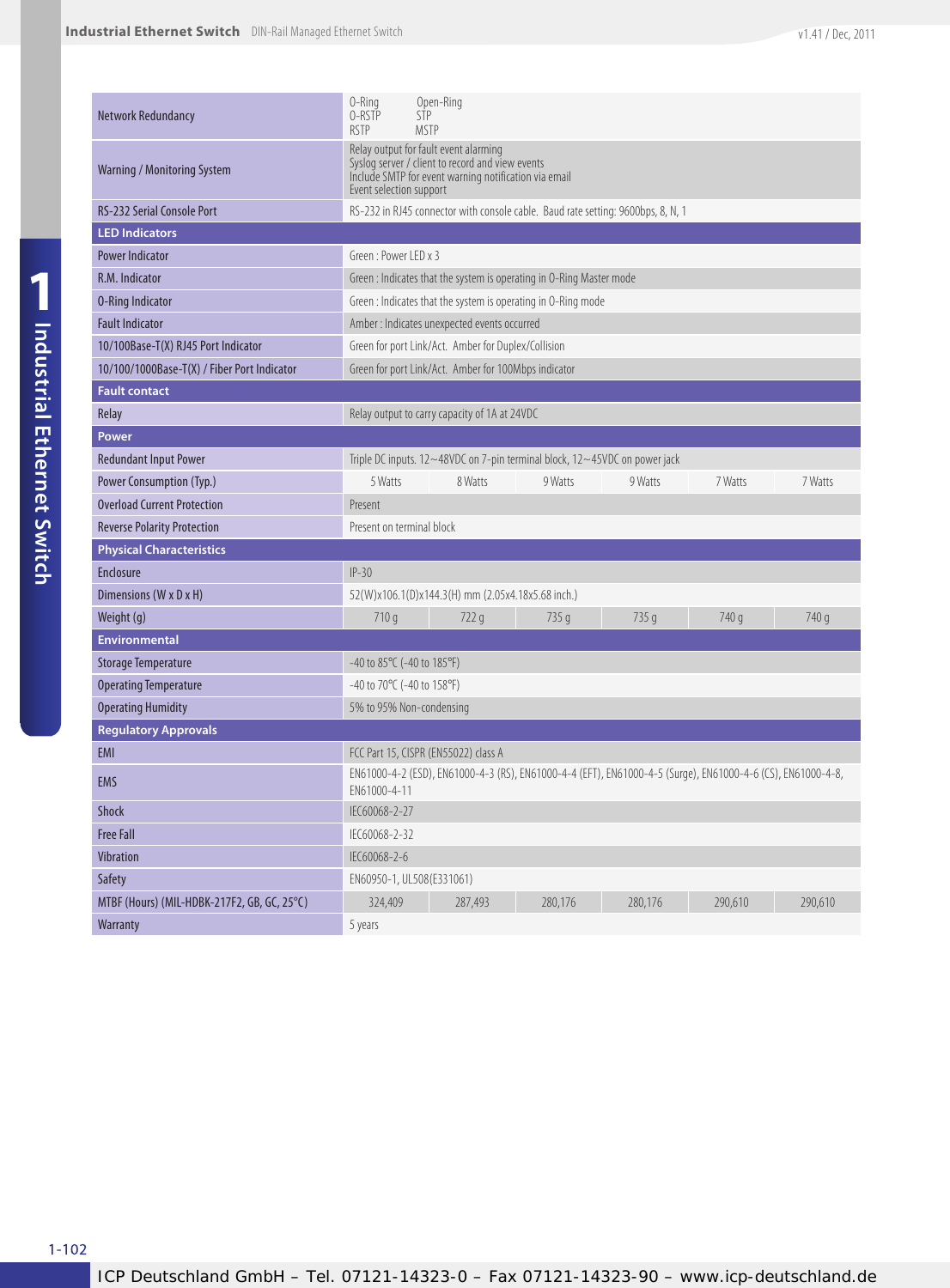| | | | | | | |
|---|---|---|---|---|---|---|
| Network Redundancy | O-Ring Open-Ring<br>O-RSTP STP<br>RSTP MSTP | | | | | |
| Warning / Monitoring System | Relay output for fault event alarming<br>Syslog server / client to record and view events<br>Include SMTP for event warning notification via email<br>Event selection support | | | | | |
| RS-232 Serial Console Port | RS-232 in RJ45 connector with console cable. Baud rate setting: 9600bps, 8, N, 1 | | | | | |
| **LED Indicators** | | | | | | |
| Power Indicator | Green : Power LED x 3 | | | | | |
| R.M. Indicator | Green : Indicates that the system is operating in O-Ring Master mode | | | | | |
| O-Ring Indicator | Green : Indicates that the system is operating in O-Ring mode | | | | | |
| Fault Indicator | Amber : Indicates unexpected events occurred | | | | | |
| 10/100Base-T(X) RJ45 Port Indicator | Green for port Link/Act. Amber for Duplex/Collision | | | | | |
| 10/100/1000Base-T(X) / Fiber Port Indicator | Green for port Link/Act. Amber for 100Mbps indicator | | | | | |
| **Fault contact** | | | | | | |
| Relay | Relay output to carry capacity of 1A at 24VDC | | | | | |
| **Power** | | | | | | |
| Redundant Input Power | Triple DC inputs. 12~48VDC on 7-pin terminal block, 12~45VDC on power jack | | | | | |
| Power Consumption (Typ.) | 5 Watts | 8 Watts | 9 Watts | 9 Watts | 7 Watts | 7 Watts |
| Overload Current Protection | Present | | | | | |
| Reverse Polarity Protection | Present on terminal block | | | | | |
| **Physical Characteristics** | | | | | | |
| Enclosure | IP-30 | | | | | |
| Dimensions (W x D x H) | 52(W)x106.1(D)x144.3(H) mm (2.05x4.18x5.68 inch.) | | | | | |
| Weight (g) | 710 g | 722 g | 735 g | 735 g | 740 g | 740 g |
| **Environmental** | | | | | | |
| Storage Temperature | -40 to 85°C (-40 to 185°F) | | | | | |
| Operating Temperature | -40 to 70°C (-40 to 158°F) | | | | | |
| Operating Humidity | 5% to 95% Non-condensing | | | | | |
| **Regulatory Approvals** | | | | | | |
| EMI | FCC Part 15, CISPR (EN55022) class A | | | | | |
| EMS | EN61000-4-2 (ESD), EN61000-4-3 (RS), EN61000-4-4 (EFT), EN61000-4-5 (Surge), EN61000-4-6 (CS), EN61000-4-8, EN61000-4-11 | | | | | |
| Shock | IEC60068-2-27 | | | | | |
| Free Fall | IEC60068-2-32 | | | | | |
| Vibration | IEC60068-2-6 | | | | | |
| Safety | EN60950-1, UL508(E331061) | | | | | |
| MTBF (Hours) (MIL-HDBK-217F2, GB, GC, 25°C) | 324,409 | 287,493 | 280,176 | 280,176 | 290,610 | 290,610 |
| Warranty | 5 years | | | | | |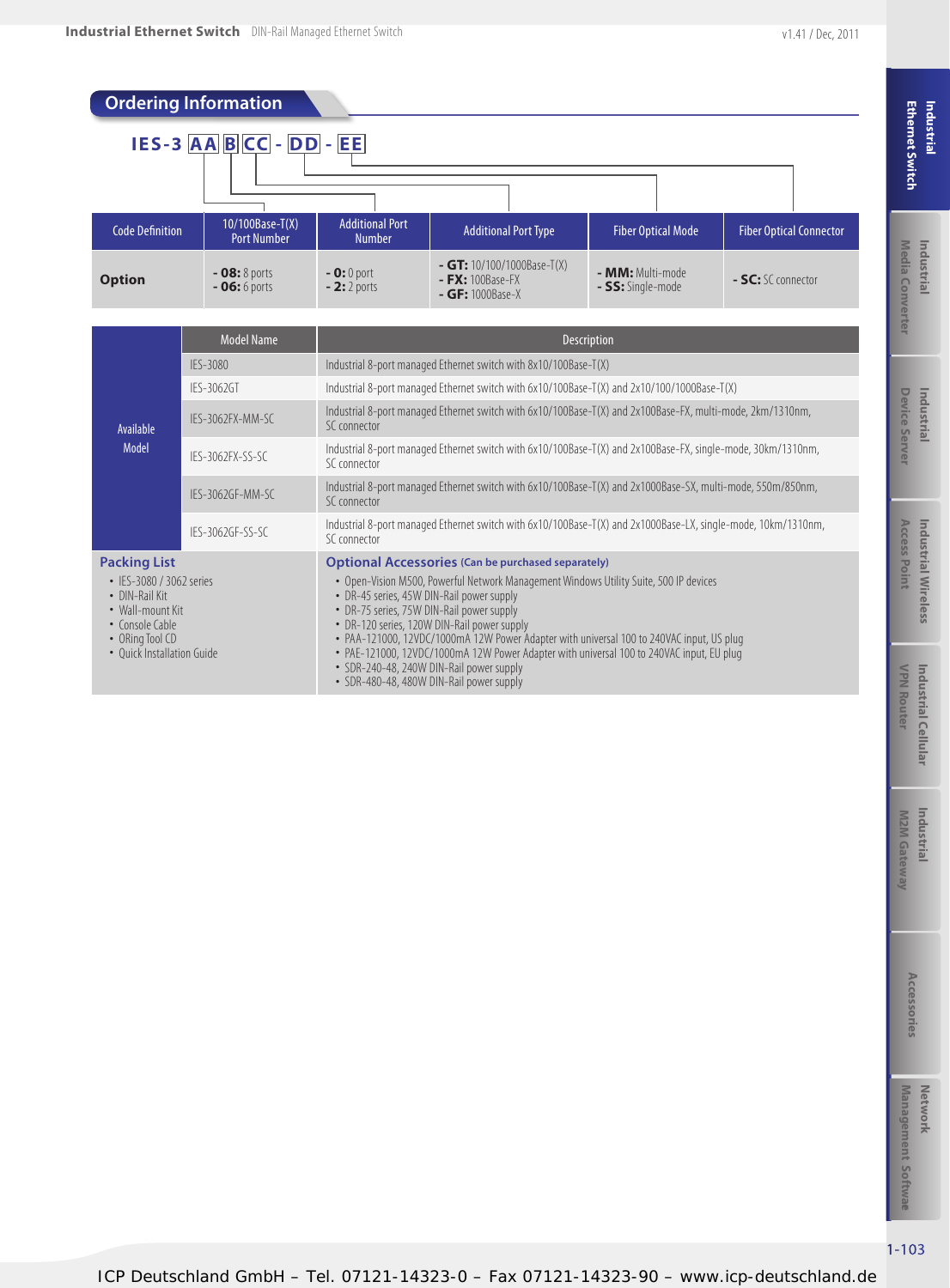## Ordering Information

**IES-3 AA B CC - DD - EE**

| Code Definition | 10/100Base-T(X) Port Number | Additional Port Number | Additional Port Type | Fiber Optical Mode | Fiber Optical Connector |
|---|---|---|---|---|---|
| **Option** | - **08:** 8 ports<br>- **06:** 6 ports | - **0:** 0 port<br>- **2:** 2 ports | - **GT:** 10/100/1000Base-T(X)<br>- **FX:** 100Base-FX<br>- **GF:** 1000Base-X | - **MM:** Multi-mode<br>- **SS:** Single-mode | - **SC:** SC connector |

| | Model Name | Description |
|---|---|---|
| Available Model | IES-3080 | Industrial 8-port managed Ethernet switch with 8x10/100Base-T(X) |
| | IES-3062GT | Industrial 8-port managed Ethernet switch with 6x10/100Base-T(X) and 2x10/100/1000Base-T(X) |
| | IES-3062FX-MM-SC | Industrial 8-port managed Ethernet switch with 6x10/100Base-T(X) and 2x100Base-FX, multi-mode, 2km/1310nm, SC connector |
| | IES-3062FX-SS-SC | Industrial 8-port managed Ethernet switch with 6x10/100Base-T(X) and 2x100Base-FX, single-mode, 30km/1310nm, SC connector |
| | IES-3062GF-MM-SC | Industrial 8-port managed Ethernet switch with 6x10/100Base-T(X) and 2x1000Base-SX, multi-mode, 550m/850nm, SC connector |
| | IES-3062GF-SS-SC | Industrial 8-port managed Ethernet switch with 6x10/100Base-T(X) and 2x1000Base-LX, single-mode, 10km/1310nm, SC connector |

### Packing List

- IES-3080 / 3062 series
- DIN-Rail Kit
- Wall-mount Kit
- Console Cable
- ORing Tool CD
- Quick Installation Guide

### Optional Accessories (Can be purchased separately)

- Open-Vision M500, Powerful Network Management Windows Utility Suite, 500 IP devices
- DR-45 series, 45W DIN-Rail power supply
- DR-75 series, 75W DIN-Rail power supply
- DR-120 series, 120W DIN-Rail power supply
- PAA-121000, 12VDC/1000mA 12W Power Adapter with universal 100 to 240VAC input, US plug
- PAE-121000, 12VDC/1000mA 12W Power Adapter with universal 100 to 240VAC input, EU plug
- SDR-240-48, 240W DIN-Rail power supply
- SDR-480-48, 480W DIN-Rail power supply